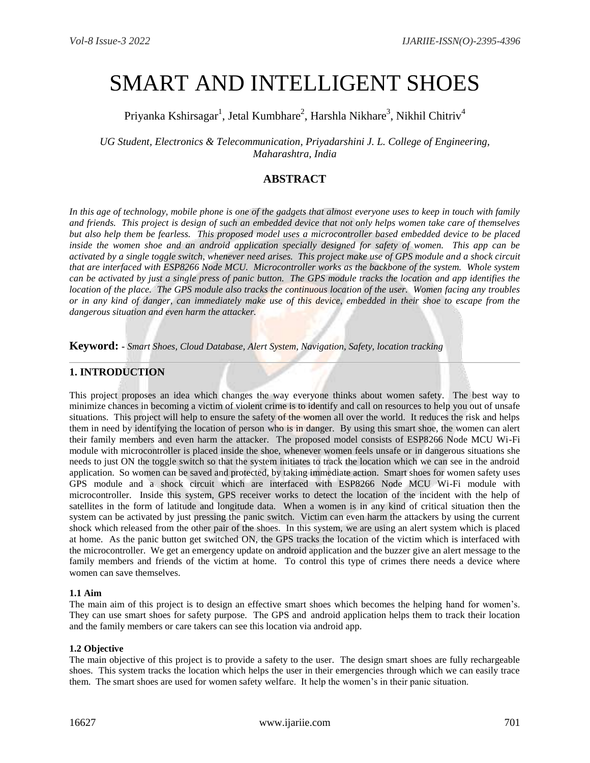# SMART AND INTELLIGENT SHOES

Priyanka Kshirsagar[1], Jetal Kumbhare[2], Harshla Nikhare[3], Nikhil Chitriv[4]

*UG Student, Electronics & Telecommunication, Priyadarshini J. L. College of Engineering, Maharashtra, India*

## ABSTRACT

*In this age of technology, mobile phone is one of the gadgets that almost everyone uses to keep in touch with family and friends. This project is design of such an embedded device that not only helps women take care of themselves but also help them be fearless. This proposed model uses a microcontroller based embedded device to be placed inside the women shoe and an android application specially designed for safety of women. This app can be activated by a single toggle switch, whenever need arises. This project make use of GPS module and a shock circuit that are interfaced with ESP8266 Node MCU. Microcontroller works as the backbone of the system. Whole system can be activated by just a single press of panic button. The GPS module tracks the location and app identifies the location of the place. The GPS module also tracks the continuous location of the user. Women facing any troubles or in any kind of danger, can immediately make use of this device, embedded in their shoe to escape from the dangerous situation and even harm the attacker.*

**Keyword:** - *Smart Shoes, Cloud Database, Alert System, Navigation, Safety, location tracking*

---

## 1. INTRODUCTION

This project proposes an idea which changes the way everyone thinks about women safety. The best way to minimize chances in becoming a victim of violent crime is to identify and call on resources to help you out of unsafe situations. This project will help to ensure the safety of the women all over the world. It reduces the risk and helps them in need by identifying the location of person who is in danger. By using this smart shoe, the women can alert their family members and even harm the attacker. The proposed model consists of ESP8266 Node MCU Wi-Fi module with microcontroller is placed inside the shoe, whenever women feels unsafe or in dangerous situations she needs to just ON the toggle switch so that the system initiates to track the location which we can see in the android application. So women can be saved and protected, by taking immediate action. Smart shoes for women safety uses GPS module and a shock circuit which are interfaced with ESP8266 Node MCU Wi-Fi module with microcontroller. Inside this system, GPS receiver works to detect the location of the incident with the help of satellites in the form of latitude and longitude data. When a women is in any kind of critical situation then the system can be activated by just pressing the panic switch. Victim can even harm the attackers by using the current shock which released from the other pair of the shoes. In this system, we are using an alert system which is placed at home. As the panic button get switched ON, the GPS tracks the location of the victim which is interfaced with the microcontroller. We get an emergency update on android application and the buzzer give an alert message to the family members and friends of the victim at home. To control this type of crimes there needs a device where women can save themselves.

### 1.1 Aim

The main aim of this project is to design an effective smart shoes which becomes the helping hand for women's. They can use smart shoes for safety purpose. The GPS and android application helps them to track their location and the family members or care takers can see this location via android app.

### 1.2 Objective

The main objective of this project is to provide a safety to the user. The design smart shoes are fully rechargeable shoes. This system tracks the location which helps the user in their emergencies through which we can easily trace them. The smart shoes are used for women safety welfare. It help the women's in their panic situation.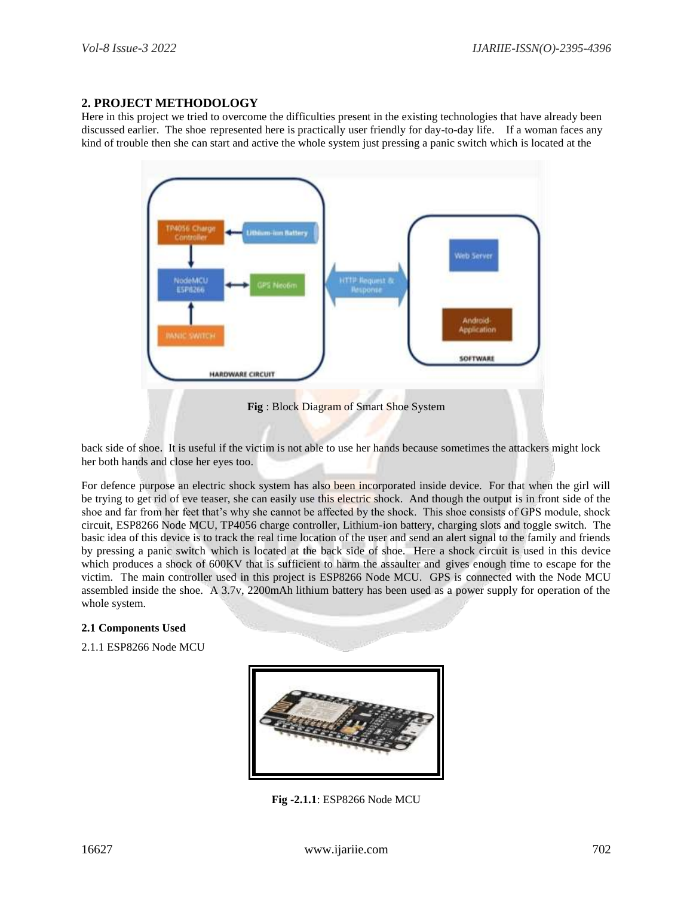## 2. PROJECT METHODOLOGY

Here in this project we tried to overcome the difficulties present in the existing technologies that have already been discussed earlier. The shoe represented here is practically user friendly for day-to-day life. If a woman faces any kind of trouble then she can start and active the whole system just pressing a panic switch which is located at the back side of shoe. It is useful if the victim is not able to use her hands because sometimes the attackers might lock her both hands and close her eyes too.

**Fig** : Block Diagram of Smart Shoe System

For defence purpose an electric shock system has also been incorporated inside device. For that when the girl will be trying to get rid of eve teaser, she can easily use this electric shock. And though the output is in front side of the shoe and far from her feet that's why she cannot be affected by the shock. This shoe consists of GPS module, shock circuit, ESP8266 Node MCU, TP4056 charge controller, Lithium-ion battery, charging slots and toggle switch. The basic idea of this device is to track the real time location of the user and send an alert signal to the family and friends by pressing a panic switch which is located at the back side of shoe. Here a shock circuit is used in this device which produces a shock of 600KV that is sufficient to harm the assaulter and gives enough time to escape for the victim. The main controller used in this project is ESP8266 Node MCU. GPS is connected with the Node MCU assembled inside the shoe. A 3.7v, 2200mAh lithium battery has been used as a power supply for operation of the whole system.

### 2.1 Components Used

2.1.1 ESP8266 Node MCU

**Fig -2.1.1**: ESP8266 Node MCU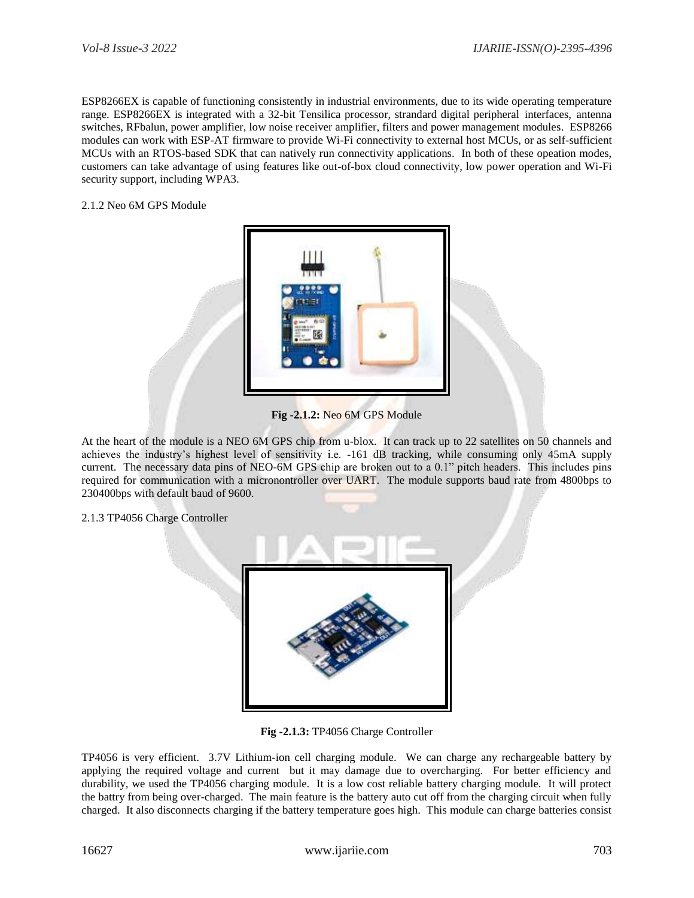ESP8266EX is capable of functioning consistently in industrial environments, due to its wide operating temperature range. ESP8266EX is integrated with a 32-bit Tensilica processor, standard digital peripheral interfaces, antenna switches, RFbalun, power amplifier, low noise receiver amplifier, filters and power management modules. ESP8266 modules can work with ESP-AT firmware to provide Wi-Fi connectivity to external host MCUs, or as self-sufficient MCUs with an RTOS-based SDK that can natively run connectivity applications. In both of these opeation modes, customers can take advantage of using features like out-of-box cloud connectivity, low power operation and Wi-Fi security support, including WPA3.

2.1.2 Neo 6M GPS Module

**Fig -2.1.2:** Neo 6M GPS Module

At the heart of the module is a NEO 6M GPS chip from u-blox. It can track up to 22 satellites on 50 channels and achieves the industry's highest level of sensitivity i.e. -161 dB tracking, while consuming only 45mA supply current. The necessary data pins of NEO-6M GPS chip are broken out to a 0.1" pitch headers. This includes pins required for communication with a micronontroller over UART. The module supports baud rate from 4800bps to 230400bps with default baud of 9600.

2.1.3 TP4056 Charge Controller

**Fig -2.1.3:** TP4056 Charge Controller

TP4056 is very efficient. 3.7V Lithium-ion cell charging module. We can charge any rechargeable battery by applying the required voltage and current but it may damage due to overcharging. For better efficiency and durability, we used the TP4056 charging module. It is a low cost reliable battery charging module. It will protect the battry from being over-charged. The main feature is the battery auto cut off from the charging circuit when fully charged. It also disconnects charging if the battery temperature goes high. This module can charge batteries consist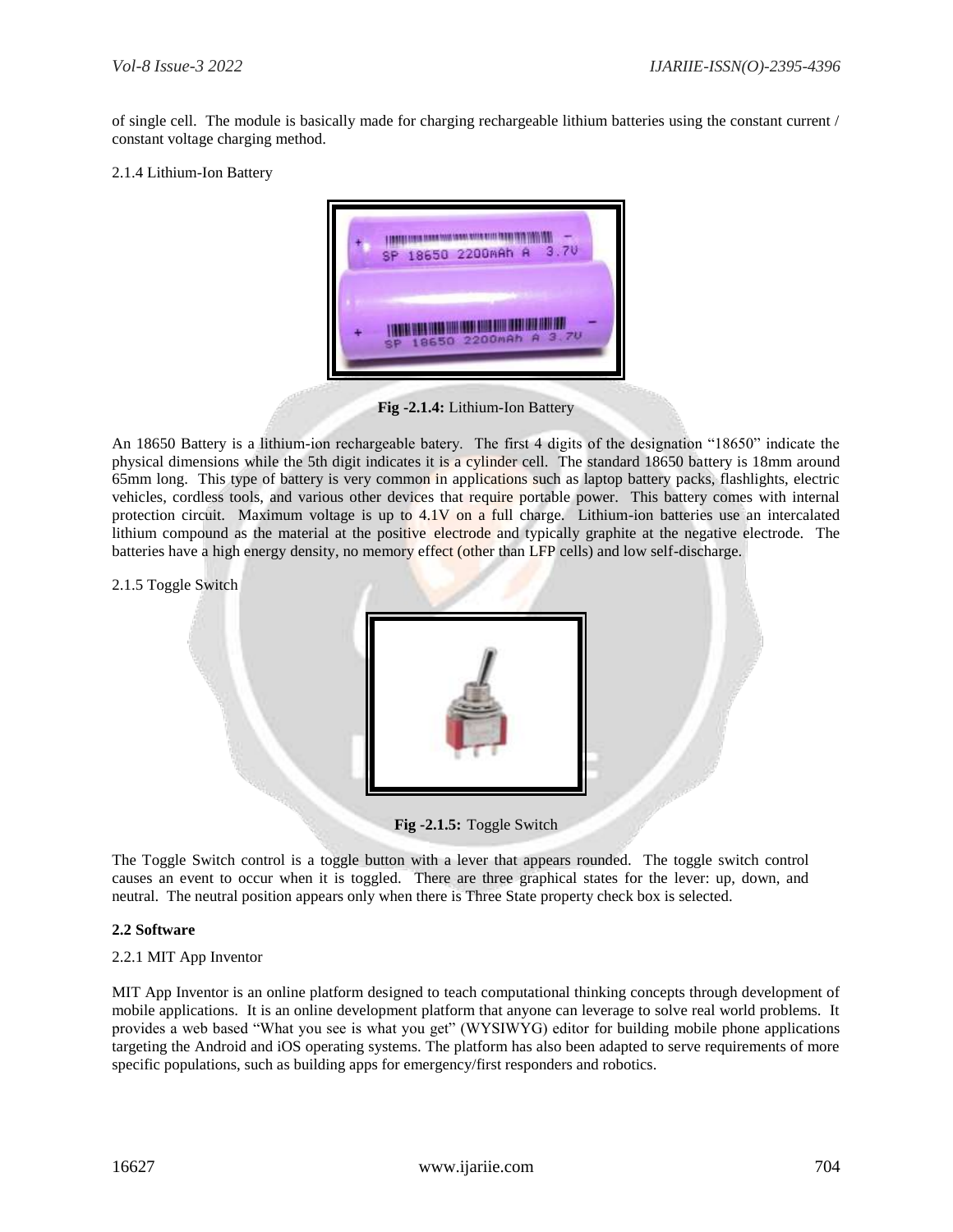of single cell. The module is basically made for charging rechargeable lithium batteries using the constant current / constant voltage charging method.

2.1.4 Lithium-Ion Battery

**Fig -2.1.4:** Lithium-Ion Battery

An 18650 Battery is a lithium-ion rechargeable batery. The first 4 digits of the designation "18650" indicate the physical dimensions while the 5th digit indicates it is a cylinder cell. The standard 18650 battery is 18mm around 65mm long. This type of battery is very common in applications such as laptop battery packs, flashlights, electric vehicles, cordless tools, and various other devices that require portable power. This battery comes with internal protection circuit. Maximum voltage is up to 4.1V on a full charge. Lithium-ion batteries use an intercalated lithium compound as the material at the positive electrode and typically graphite at the negative electrode. The batteries have a high energy density, no memory effect (other than LFP cells) and low self-discharge.

2.1.5 Toggle Switch

**Fig -2.1.5:** Toggle Switch

The Toggle Switch control is a toggle button with a lever that appears rounded. The toggle switch control causes an event to occur when it is toggled. There are three graphical states for the lever: up, down, and neutral. The neutral position appears only when there is Three State property check box is selected.

**2.2 Software**

2.2.1 MIT App Inventor

MIT App Inventor is an online platform designed to teach computational thinking concepts through development of mobile applications. It is an online development platform that anyone can leverage to solve real world problems. It provides a web based "What you see is what you get" (WYSIWYG) editor for building mobile phone applications targeting the Android and iOS operating systems. The platform has also been adapted to serve requirements of more specific populations, such as building apps for emergency/first responders and robotics.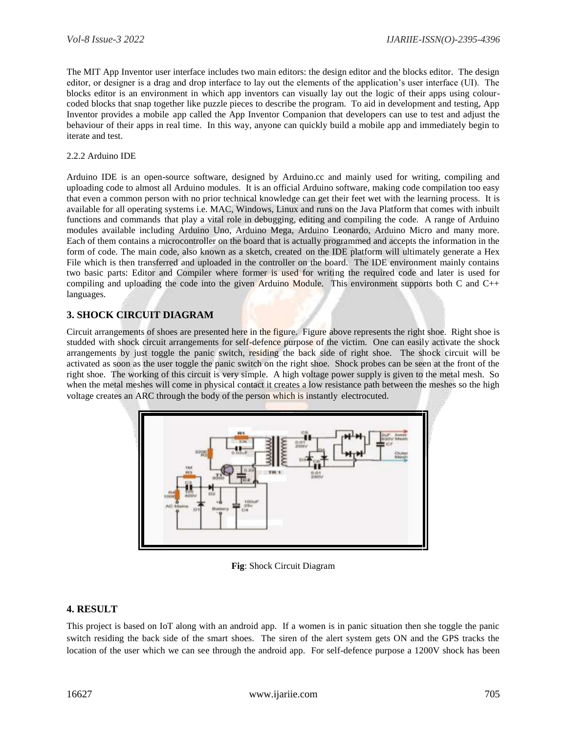The MIT App Inventor user interface includes two main editors: the design editor and the blocks editor. The design editor, or designer is a drag and drop interface to lay out the elements of the application's user interface (UI). The blocks editor is an environment in which app inventors can visually lay out the logic of their apps using colour-coded blocks that snap together like puzzle pieces to describe the program. To aid in development and testing, App Inventor provides a mobile app called the App Inventor Companion that developers can use to test and adjust the behaviour of their apps in real time. In this way, anyone can quickly build a mobile app and immediately begin to iterate and test.

2.2.2 Arduino IDE

Arduino IDE is an open-source software, designed by Arduino.cc and mainly used for writing, compiling and uploading code to almost all Arduino modules. It is an official Arduino software, making code compilation too easy that even a common person with no prior technical knowledge can get their feet wet with the learning process. It is available for all operating systems i.e. MAC, Windows, Linux and runs on the Java Platform that comes with inbuilt functions and commands that play a vital role in debugging, editing and compiling the code. A range of Arduino modules available including Arduino Uno, Arduino Mega, Arduino Leonardo, Arduino Micro and many more. Each of them contains a microcontroller on the board that is actually programmed and accepts the information in the form of code. The main code, also known as a sketch, created on the IDE platform will ultimately generate a Hex File which is then transferred and uploaded in the controller on the board. The IDE environment mainly contains two basic parts: Editor and Compiler where former is used for writing the required code and later is used for compiling and uploading the code into the given Arduino Module. This environment supports both C and C++ languages.

## 3. SHOCK CIRCUIT DIAGRAM

Circuit arrangements of shoes are presented here in the figure. Figure above represents the right shoe. Right shoe is studded with shock circuit arrangements for self-defence purpose of the victim. One can easily activate the shock arrangements by just toggle the panic switch, residing the back side of right shoe. The shock circuit will be activated as soon as the user toggle the panic switch on the right shoe. Shock probes can be seen at the front of the right shoe. The working of this circuit is very simple. A high voltage power supply is given to the metal mesh. So when the metal meshes will come in physical contact it creates a low resistance path between the meshes so the high voltage creates an ARC through the body of the person which is instantly electrocuted.

**Fig**: Shock Circuit Diagram

## 4. RESULT

This project is based on IoT along with an android app. If a women is in panic situation then she toggle the panic switch residing the back side of the smart shoes. The siren of the alert system gets ON and the GPS tracks the location of the user which we can see through the android app. For self-defence purpose a 1200V shock has been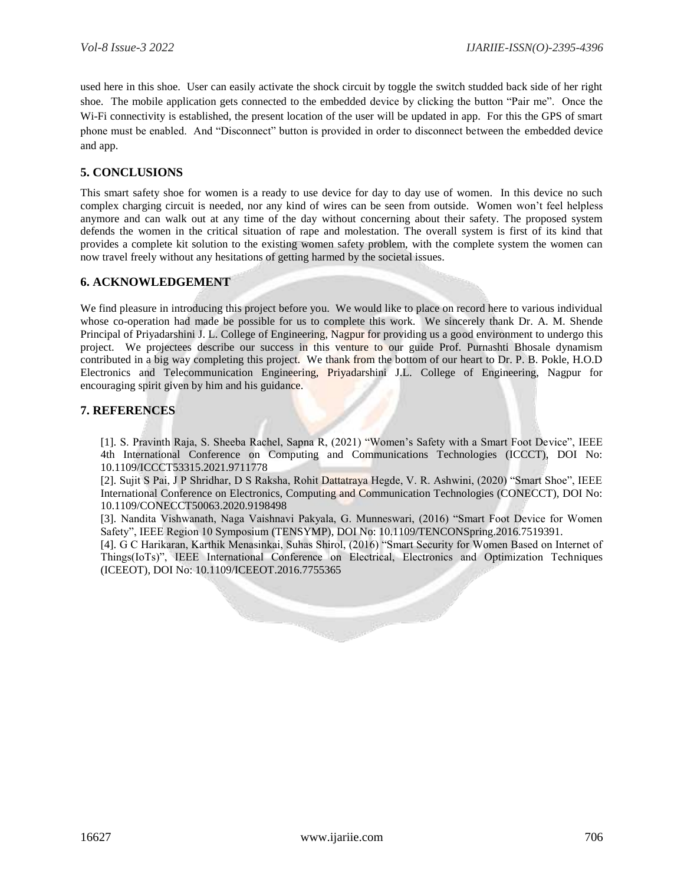used here in this shoe. User can easily activate the shock circuit by toggle the switch studded back side of her right shoe. The mobile application gets connected to the embedded device by clicking the button "Pair me". Once the Wi-Fi connectivity is established, the present location of the user will be updated in app. For this the GPS of smart phone must be enabled. And "Disconnect" button is provided in order to disconnect between the embedded device and app.

## 5. CONCLUSIONS

This smart safety shoe for women is a ready to use device for day to day use of women. In this device no such complex charging circuit is needed, nor any kind of wires can be seen from outside. Women won't feel helpless anymore and can walk out at any time of the day without concerning about their safety. The proposed system defends the women in the critical situation of rape and molestation. The overall system is first of its kind that provides a complete kit solution to the existing women safety problem, with the complete system the women can now travel freely without any hesitations of getting harmed by the societal issues.

## 6. ACKNOWLEDGEMENT

We find pleasure in introducing this project before you. We would like to place on record here to various individual whose co-operation had made be possible for us to complete this work. We sincerely thank Dr. A. M. Shende Principal of Priyadarshini J. L. College of Engineering, Nagpur for providing us a good environment to undergo this project. We projectees describe our success in this venture to our guide Prof. Purnashti Bhosale dynamism contributed in a big way completing this project. We thank from the bottom of our heart to Dr. P. B. Pokle, H.O.D Electronics and Telecommunication Engineering, Priyadarshini J.L. College of Engineering, Nagpur for encouraging spirit given by him and his guidance.

## 7. REFERENCES

[1]. S. Pravinth Raja, S. Sheeba Rachel, Sapna R, (2021) "Women's Safety with a Smart Foot Device", IEEE 4th International Conference on Computing and Communications Technologies (ICCCT), DOI No: 10.1109/ICCCT53315.2021.9711778

[2]. Sujit S Pai, J P Shridhar, D S Raksha, Rohit Dattatraya Hegde, V. R. Ashwini, (2020) "Smart Shoe", IEEE International Conference on Electronics, Computing and Communication Technologies (CONECCT), DOI No: 10.1109/CONECCT50063.2020.9198498

[3]. Nandita Vishwanath, Naga Vaishnavi Pakyala, G. Munneswari, (2016) "Smart Foot Device for Women Safety", IEEE Region 10 Symposium (TENSYMP), DOI No: 10.1109/TENCONSpring.2016.7519391.

[4]. G C Harikaran, Karthik Menasinkai, Suhas Shirol, (2016) "Smart Security for Women Based on Internet of Things(IoTs)", IEEE International Conference on Electrical, Electronics and Optimization Techniques (ICEEOT), DOI No: 10.1109/ICEEOT.2016.7755365